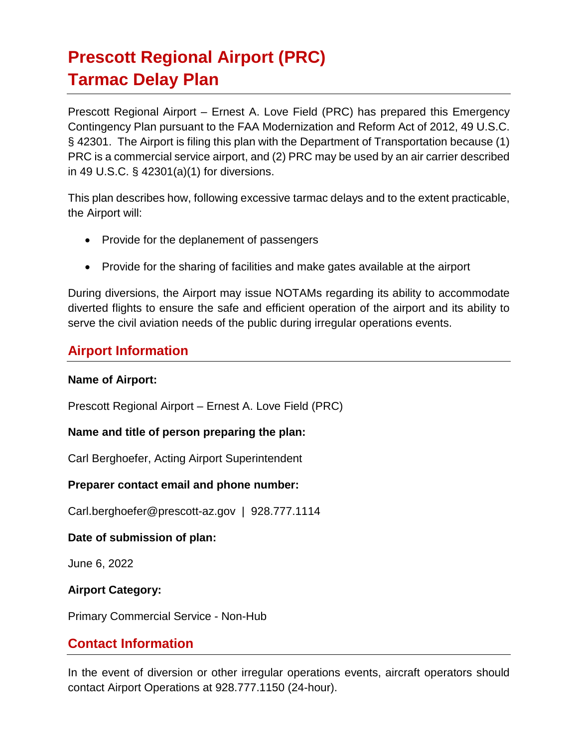# Prescott Regional Airport (PRC) Tarmac Delay Plan

Prescott Regional Airport – Ernest A. Love Field (PRC) has prepared this Emergency Contingency Plan pursuant to the FAA Modernization and Reform Act of 2012, 49 U.S.C. § 42301. The Airport is filing this plan with the Department of Transportation because (1) PRC is a commercial service airport, and (2) PRC may be used by an air carrier described in 49 U.S.C. § 42301(a)(1) for diversions.

This plan describes how, following excessive tarmac delays and to the extent practicable, the Airport will:

- Provide for the deplanement of passengers
- Provide for the sharing of facilities and make gates available at the airport

During diversions, the Airport may issue NOTAMs regarding its ability to accommodate diverted flights to ensure the safe and efficient operation of the airport and its ability to serve the civil aviation needs of the public during irregular operations events.

## Airport Information

**Name of Airport:**

Prescott Regional Airport – Ernest A. Love Field (PRC)

**Name and title of person preparing the plan:**

Carl Berghoefer, Acting Airport Superintendent

**Preparer contact email and phone number:**

Carl.berghoefer@prescott-az.gov | 928.777.1114

**Date of submission of plan:**

June 6, 2022

**Airport Category:**

Primary Commercial Service - Non-Hub

## Contact Information

In the event of diversion or other irregular operations events, aircraft operators should contact Airport Operations at 928.777.1150 (24-hour).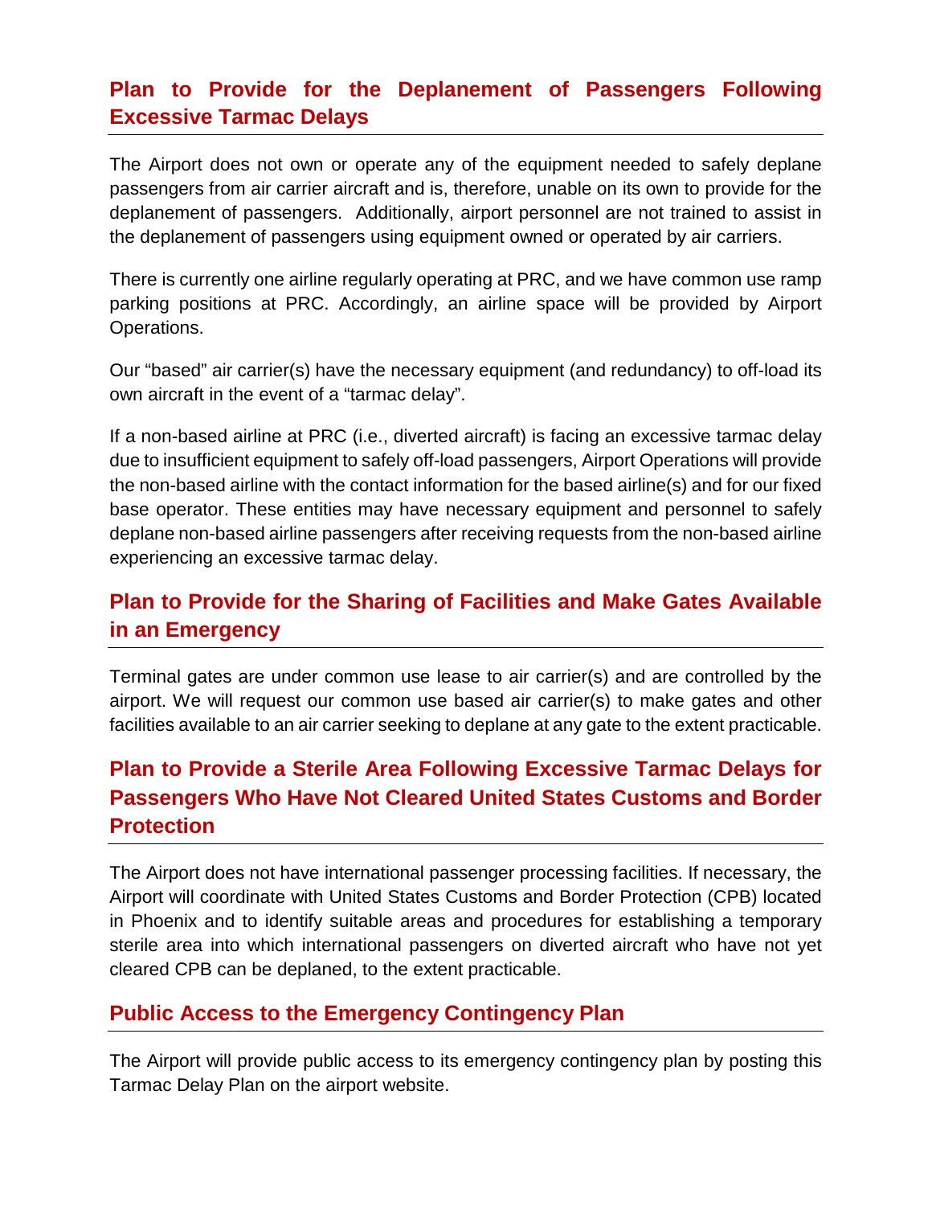## Plan to Provide for the Deplanement of Passengers Following Excessive Tarmac Delays

The Airport does not own or operate any of the equipment needed to safely deplane passengers from air carrier aircraft and is, therefore, unable on its own to provide for the deplanement of passengers. Additionally, airport personnel are not trained to assist in the deplanement of passengers using equipment owned or operated by air carriers.

There is currently one airline regularly operating at PRC, and we have common use ramp parking positions at PRC. Accordingly, an airline space will be provided by Airport Operations.

Our "based" air carrier(s) have the necessary equipment (and redundancy) to off-load its own aircraft in the event of a "tarmac delay".

If a non-based airline at PRC (i.e., diverted aircraft) is facing an excessive tarmac delay due to insufficient equipment to safely off-load passengers, Airport Operations will provide the non-based airline with the contact information for the based airline(s) and for our fixed base operator. These entities may have necessary equipment and personnel to safely deplane non-based airline passengers after receiving requests from the non-based airline experiencing an excessive tarmac delay.

## Plan to Provide for the Sharing of Facilities and Make Gates Available in an Emergency

Terminal gates are under common use lease to air carrier(s) and are controlled by the airport. We will request our common use based air carrier(s) to make gates and other facilities available to an air carrier seeking to deplane at any gate to the extent practicable.

## Plan to Provide a Sterile Area Following Excessive Tarmac Delays for Passengers Who Have Not Cleared United States Customs and Border Protection

The Airport does not have international passenger processing facilities. If necessary, the Airport will coordinate with United States Customs and Border Protection (CPB) located in Phoenix and to identify suitable areas and procedures for establishing a temporary sterile area into which international passengers on diverted aircraft who have not yet cleared CPB can be deplaned, to the extent practicable.

## Public Access to the Emergency Contingency Plan

The Airport will provide public access to its emergency contingency plan by posting this Tarmac Delay Plan on the airport website.